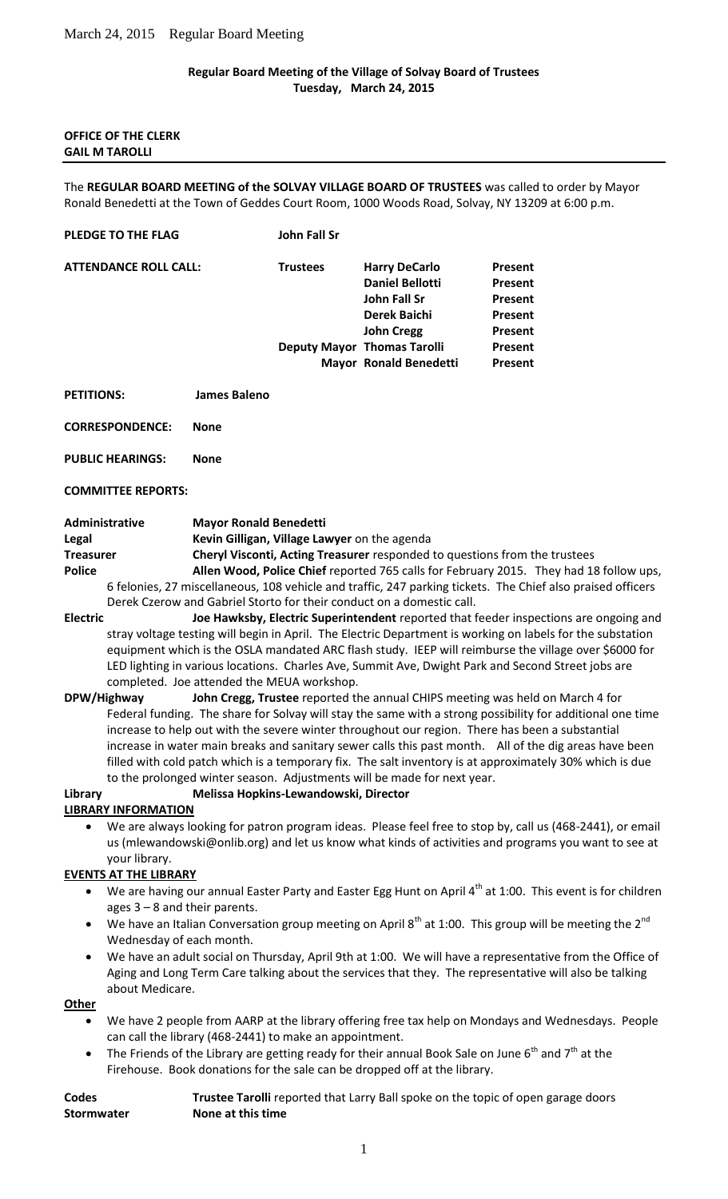March 24, 2015 Regular Board Meeting

**Regular Board Meeting of the Village of Solvay Board of Trustees**
**Tuesday, March 24, 2015**

**OFFICE OF THE CLERK**
**GAIL M TAROLLI**

---

The **REGULAR BOARD MEETING of the SOLVAY VILLAGE BOARD OF TRUSTEES** was called to order by Mayor Ronald Benedetti at the Town of Geddes Court Room, 1000 Woods Road, Solvay, NY 13209 at 6:00 p.m.

**PLEDGE TO THE FLAG** **John Fall Sr**

| **ATTENDANCE ROLL CALL:** | **Trustees** | **Harry DeCarlo** | **Present** |
|---|---|---|---|
| | | **Daniel Bellotti** | **Present** |
| | | **John Fall Sr** | **Present** |
| | | **Derek Baichi** | **Present** |
| | | **John Cregg** | **Present** |
| | **Deputy Mayor** | **Thomas Tarolli** | **Present** |
| | **Mayor** | **Ronald Benedetti** | **Present** |

**PETITIONS:** **James Baleno**

**CORRESPONDENCE:** **None**

**PUBLIC HEARINGS:** **None**

**COMMITTEE REPORTS:**

**Administrative** **Mayor Ronald Benedetti**

**Legal** **Kevin Gilligan, Village Lawyer** on the agenda

**Treasurer** **Cheryl Visconti, Acting Treasurer** responded to questions from the trustees

**Police** **Allen Wood, Police Chief** reported 765 calls for February 2015. They had 18 follow ups, 6 felonies, 27 miscellaneous, 108 vehicle and traffic, 247 parking tickets. The Chief also praised officers Derek Czerow and Gabriel Storto for their conduct on a domestic call.

**Electric** **Joe Hawksby, Electric Superintendent** reported that feeder inspections are ongoing and stray voltage testing will begin in April. The Electric Department is working on labels for the substation equipment which is the OSLA mandated ARC flash study. IEEP will reimburse the village over $6000 for LED lighting in various locations. Charles Ave, Summit Ave, Dwight Park and Second Street jobs are completed. Joe attended the MEUA workshop.

**DPW/Highway** **John Cregg, Trustee** reported the annual CHIPS meeting was held on March 4 for Federal funding. The share for Solvay will stay the same with a strong possibility for additional one time increase to help out with the severe winter throughout our region. There has been a substantial increase in water main breaks and sanitary sewer calls this past month. All of the dig areas have been filled with cold patch which is a temporary fix. The salt inventory is at approximately 30% which is due to the prolonged winter season. Adjustments will be made for next year.

**Library** **Melissa Hopkins-Lewandowski, Director**

**LIBRARY INFORMATION**

- We are always looking for patron program ideas. Please feel free to stop by, call us (468-2441), or email us (mlewandowski@onlib.org) and let us know what kinds of activities and programs you want to see at your library.

**EVENTS AT THE LIBRARY**

- We are having our annual Easter Party and Easter Egg Hunt on April 4th at 1:00. This event is for children ages 3 – 8 and their parents.
- We have an Italian Conversation group meeting on April 8th at 1:00. This group will be meeting the 2nd Wednesday of each month.
- We have an adult social on Thursday, April 9th at 1:00. We will have a representative from the Office of Aging and Long Term Care talking about the services that they. The representative will also be talking about Medicare.

**Other**

- We have 2 people from AARP at the library offering free tax help on Mondays and Wednesdays. People can call the library (468-2441) to make an appointment.
- The Friends of the Library are getting ready for their annual Book Sale on June 6th and 7th at the Firehouse. Book donations for the sale can be dropped off at the library.

**Codes** **Trustee Tarolli** reported that Larry Ball spoke on the topic of open garage doors

**Stormwater** **None at this time**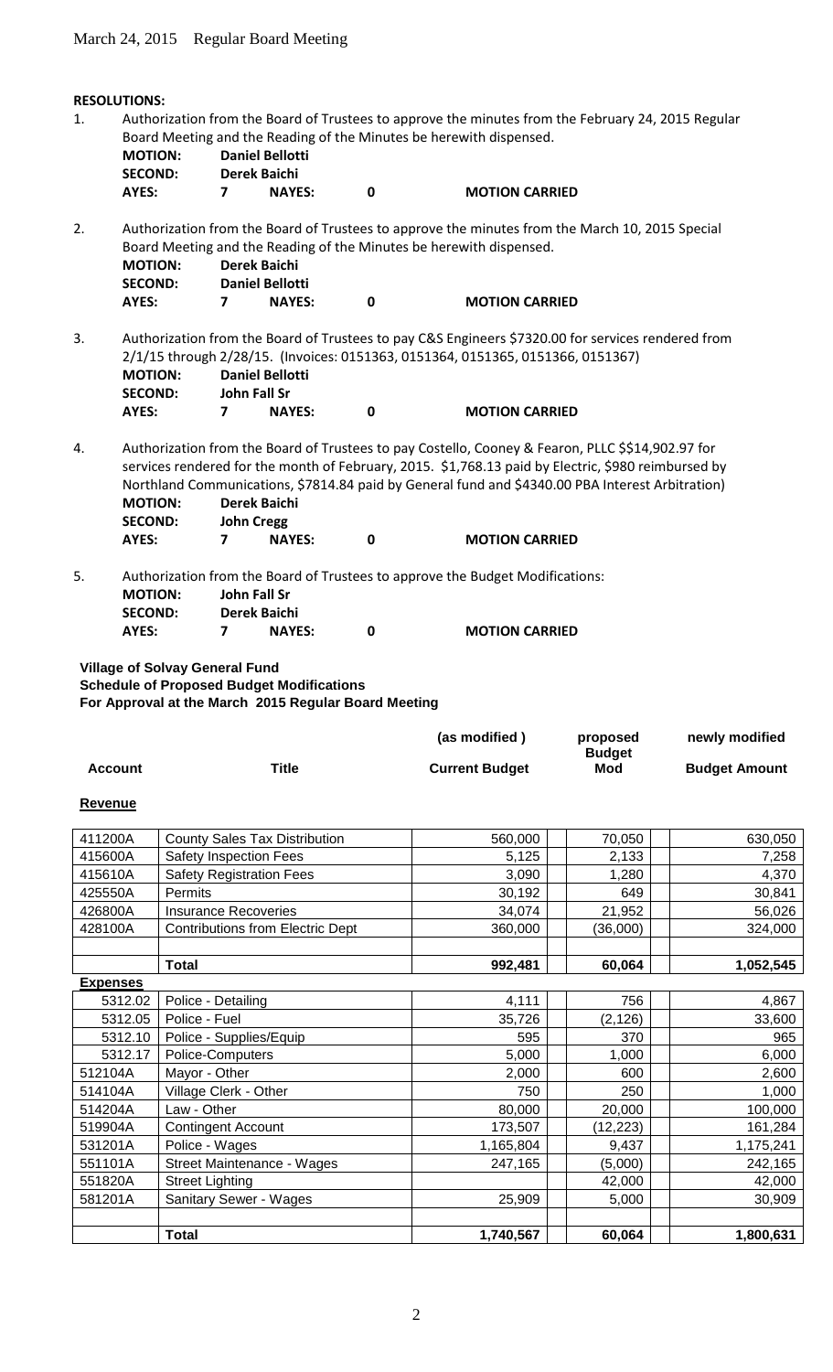**RESOLUTIONS:**

1. Authorization from the Board of Trustees to approve the minutes from the February 24, 2015 Regular Board Meeting and the Reading of the Minutes be herewith dispensed.

   **MOTION:** **Daniel Bellotti**
   **SECOND:** **Derek Baichi**
   **AYES:** **7** **NAYES:** **0** **MOTION CARRIED**

2. Authorization from the Board of Trustees to approve the minutes from the March 10, 2015 Special Board Meeting and the Reading of the Minutes be herewith dispensed.

   **MOTION:** **Derek Baichi**
   **SECOND:** **Daniel Bellotti**
   **AYES:** **7** **NAYES:** **0** **MOTION CARRIED**

3. Authorization from the Board of Trustees to pay C&S Engineers $7320.00 for services rendered from 2/1/15 through 2/28/15. (Invoices: 0151363, 0151364, 0151365, 0151366, 0151367)

   **MOTION:** **Daniel Bellotti**
   **SECOND:** **John Fall Sr**
   **AYES:** **7** **NAYES:** **0** **MOTION CARRIED**

4. Authorization from the Board of Trustees to pay Costello, Cooney & Fearon, PLLC $$14,902.97 for services rendered for the month of February, 2015. $1,768.13 paid by Electric, $980 reimbursed by Northland Communications, $7814.84 paid by General fund and $4340.00 PBA Interest Arbitration)

   **MOTION:** **Derek Baichi**
   **SECOND:** **John Cregg**
   **AYES:** **7** **NAYES:** **0** **MOTION CARRIED**

5. Authorization from the Board of Trustees to approve the Budget Modifications:

   **MOTION:** **John Fall Sr**
   **SECOND:** **Derek Baichi**
   **AYES:** **7** **NAYES:** **0** **MOTION CARRIED**

**Village of Solvay General Fund**
**Schedule of Proposed Budget Modifications**
**For Approval at the March 2015 Regular Board Meeting**

| Account | Title | (as modified) Current Budget | proposed Budget Mod | newly modified Budget Amount |
|---|---|---|---|---|
| **Revenue** | | | | |
| 411200A | County Sales Tax Distribution | 560,000 | 70,050 | 630,050 |
| 415600A | Safety Inspection Fees | 5,125 | 2,133 | 7,258 |
| 415610A | Safety Registration Fees | 3,090 | 1,280 | 4,370 |
| 425550A | Permits | 30,192 | 649 | 30,841 |
| 426800A | Insurance Recoveries | 34,074 | 21,952 | 56,026 |
| 428100A | Contributions from Electric Dept | 360,000 | (36,000) | 324,000 |
| | | | | |
| | **Total** | **992,481** | **60,064** | **1,052,545** |
| **Expenses** | | | | |
| 5312.02 | Police - Detailing | 4,111 | 756 | 4,867 |
| 5312.05 | Police - Fuel | 35,726 | (2,126) | 33,600 |
| 5312.10 | Police - Supplies/Equip | 595 | 370 | 965 |
| 5312.17 | Police-Computers | 5,000 | 1,000 | 6,000 |
| 512104A | Mayor - Other | 2,000 | 600 | 2,600 |
| 514104A | Village Clerk - Other | 750 | 250 | 1,000 |
| 514204A | Law - Other | 80,000 | 20,000 | 100,000 |
| 519904A | Contingent Account | 173,507 | (12,223) | 161,284 |
| 531201A | Police - Wages | 1,165,804 | 9,437 | 1,175,241 |
| 551101A | Street Maintenance - Wages | 247,165 | (5,000) | 242,165 |
| 551820A | Street Lighting | | 42,000 | 42,000 |
| 581201A | Sanitary Sewer - Wages | 25,909 | 5,000 | 30,909 |
| | | | | |
| | **Total** | **1,740,567** | **60,064** | **1,800,631** |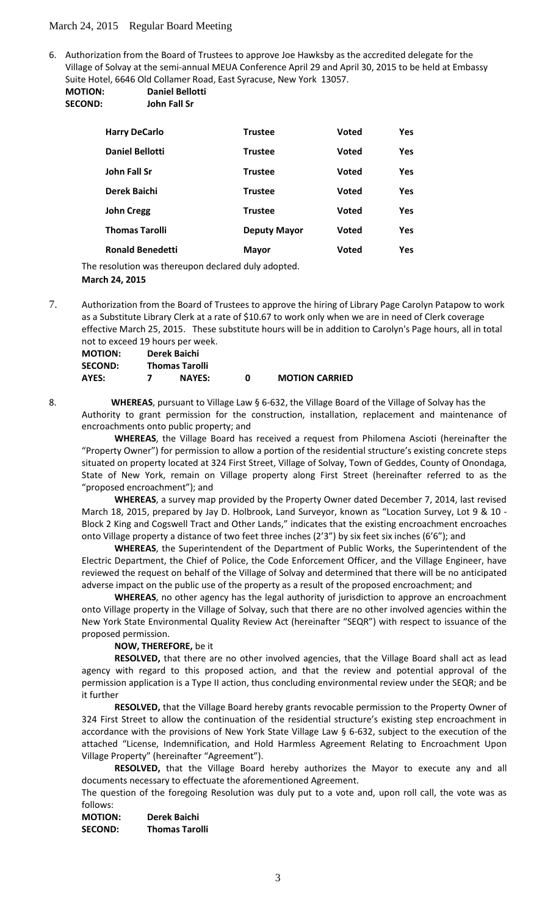6. Authorization from the Board of Trustees to approve Joe Hawksby as the accredited delegate for the Village of Solvay at the semi-annual MEUA Conference April 29 and April 30, 2015 to be held at Embassy Suite Hotel, 6646 Old Collamer Road, East Syracuse, New York 13057.

**MOTION:** **Daniel Bellotti**
**SECOND:** **John Fall Sr**

| | | | |
|---|---|---|---|
| **Harry DeCarlo** | **Trustee** | **Voted** | **Yes** |
| **Daniel Bellotti** | **Trustee** | **Voted** | **Yes** |
| **John Fall Sr** | **Trustee** | **Voted** | **Yes** |
| **Derek Baichi** | **Trustee** | **Voted** | **Yes** |
| **John Cregg** | **Trustee** | **Voted** | **Yes** |
| **Thomas Tarolli** | **Deputy Mayor** | **Voted** | **Yes** |
| **Ronald Benedetti** | **Mayor** | **Voted** | **Yes** |

The resolution was thereupon declared duly adopted.
**March 24, 2015**

7. Authorization from the Board of Trustees to approve the hiring of Library Page Carolyn Patapow to work as a Substitute Library Clerk at a rate of $10.67 to work only when we are in need of Clerk coverage effective March 25, 2015. These substitute hours will be in addition to Carolyn's Page hours, all in total not to exceed 19 hours per week.

**MOTION:** **Derek Baichi**
**SECOND:** **Thomas Tarolli**
**AYES:** **7** **NAYES:** **0** **MOTION CARRIED**

8. **WHEREAS**, pursuant to Village Law § 6-632, the Village Board of the Village of Solvay has the Authority to grant permission for the construction, installation, replacement and maintenance of encroachments onto public property; and

**WHEREAS**, the Village Board has received a request from Philomena Ascioti (hereinafter the "Property Owner") for permission to allow a portion of the residential structure's existing concrete steps situated on property located at 324 First Street, Village of Solvay, Town of Geddes, County of Onondaga, State of New York, remain on Village property along First Street (hereinafter referred to as the "proposed encroachment"); and

**WHEREAS**, a survey map provided by the Property Owner dated December 7, 2014, last revised March 18, 2015, prepared by Jay D. Holbrook, Land Surveyor, known as "Location Survey, Lot 9 & 10 - Block 2 King and Cogswell Tract and Other Lands," indicates that the existing encroachment encroaches onto Village property a distance of two feet three inches (2'3") by six feet six inches (6'6"); and

**WHEREAS**, the Superintendent of the Department of Public Works, the Superintendent of the Electric Department, the Chief of Police, the Code Enforcement Officer, and the Village Engineer, have reviewed the request on behalf of the Village of Solvay and determined that there will be no anticipated adverse impact on the public use of the property as a result of the proposed encroachment; and

**WHEREAS**, no other agency has the legal authority of jurisdiction to approve an encroachment onto Village property in the Village of Solvay, such that there are no other involved agencies within the New York State Environmental Quality Review Act (hereinafter "SEQR") with respect to issuance of the proposed permission.

**NOW, THEREFORE,** be it

**RESOLVED,** that there are no other involved agencies, that the Village Board shall act as lead agency with regard to this proposed action, and that the review and potential approval of the permission application is a Type II action, thus concluding environmental review under the SEQR; and be it further

**RESOLVED,** that the Village Board hereby grants revocable permission to the Property Owner of 324 First Street to allow the continuation of the residential structure's existing step encroachment in accordance with the provisions of New York State Village Law § 6-632, subject to the execution of the attached "License, Indemnification, and Hold Harmless Agreement Relating to Encroachment Upon Village Property" (hereinafter "Agreement").

**RESOLVED,** that the Village Board hereby authorizes the Mayor to execute any and all documents necessary to effectuate the aforementioned Agreement.

The question of the foregoing Resolution was duly put to a vote and, upon roll call, the vote was as follows:

**MOTION:** **Derek Baichi**
**SECOND:** **Thomas Tarolli**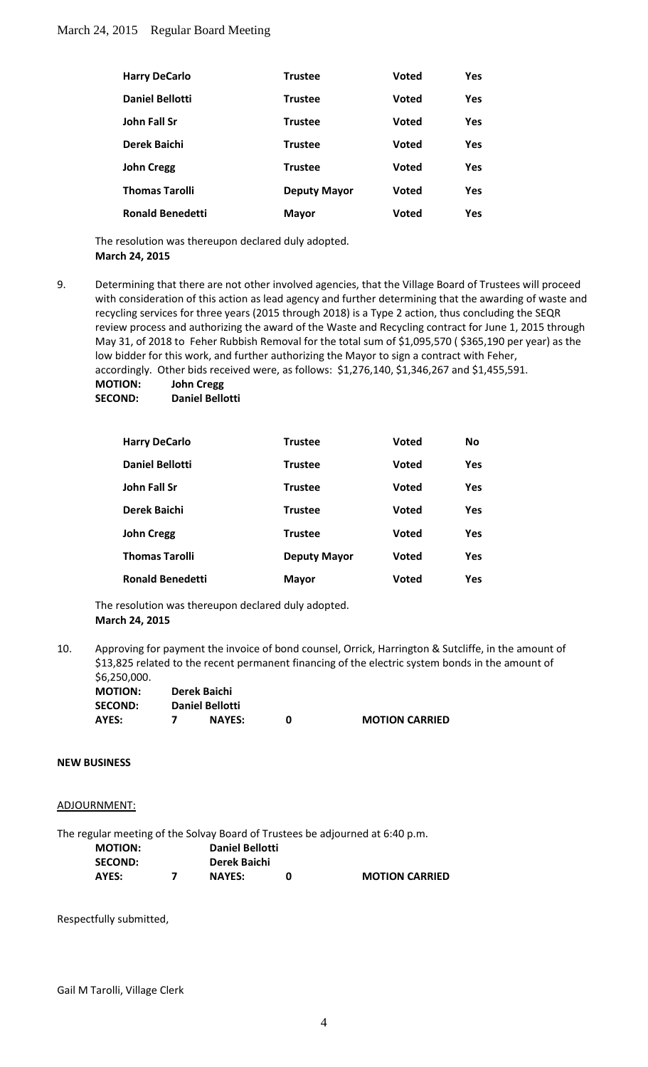| | | | |
|---|---|---|---|
| **Harry DeCarlo** | **Trustee** | **Voted** | **Yes** |
| **Daniel Bellotti** | **Trustee** | **Voted** | **Yes** |
| **John Fall Sr** | **Trustee** | **Voted** | **Yes** |
| **Derek Baichi** | **Trustee** | **Voted** | **Yes** |
| **John Cregg** | **Trustee** | **Voted** | **Yes** |
| **Thomas Tarolli** | **Deputy Mayor** | **Voted** | **Yes** |
| **Ronald Benedetti** | **Mayor** | **Voted** | **Yes** |

The resolution was thereupon declared duly adopted.
**March 24, 2015**

9. Determining that there are not other involved agencies, that the Village Board of Trustees will proceed with consideration of this action as lead agency and further determining that the awarding of waste and recycling services for three years (2015 through 2018) is a Type 2 action, thus concluding the SEQR review process and authorizing the award of the Waste and Recycling contract for June 1, 2015 through May 31, of 2018 to Feher Rubbish Removal for the total sum of $1,095,570 ( $365,190 per year) as the low bidder for this work, and further authorizing the Mayor to sign a contract with Feher, accordingly. Other bids received were, as follows: $1,276,140, $1,346,267 and $1,455,591.
   **MOTION: John Cregg**
   **SECOND: Daniel Bellotti**

| | | | |
|---|---|---|---|
| **Harry DeCarlo** | **Trustee** | **Voted** | **No** |
| **Daniel Bellotti** | **Trustee** | **Voted** | **Yes** |
| **John Fall Sr** | **Trustee** | **Voted** | **Yes** |
| **Derek Baichi** | **Trustee** | **Voted** | **Yes** |
| **John Cregg** | **Trustee** | **Voted** | **Yes** |
| **Thomas Tarolli** | **Deputy Mayor** | **Voted** | **Yes** |
| **Ronald Benedetti** | **Mayor** | **Voted** | **Yes** |

The resolution was thereupon declared duly adopted.
**March 24, 2015**

10. Approving for payment the invoice of bond counsel, Orrick, Harrington & Sutcliffe, in the amount of $13,825 related to the recent permanent financing of the electric system bonds in the amount of $6,250,000.
   **MOTION: Derek Baichi**
   **SECOND: Daniel Bellotti**
   **AYES: 7 NAYES: 0 MOTION CARRIED**

**NEW BUSINESS**

ADJOURNMENT:

The regular meeting of the Solvay Board of Trustees be adjourned at 6:40 p.m.

**MOTION: Daniel Bellotti**
**SECOND: Derek Baichi**
**AYES: 7 NAYES: 0 MOTION CARRIED**

Respectfully submitted,

Gail M Tarolli, Village Clerk